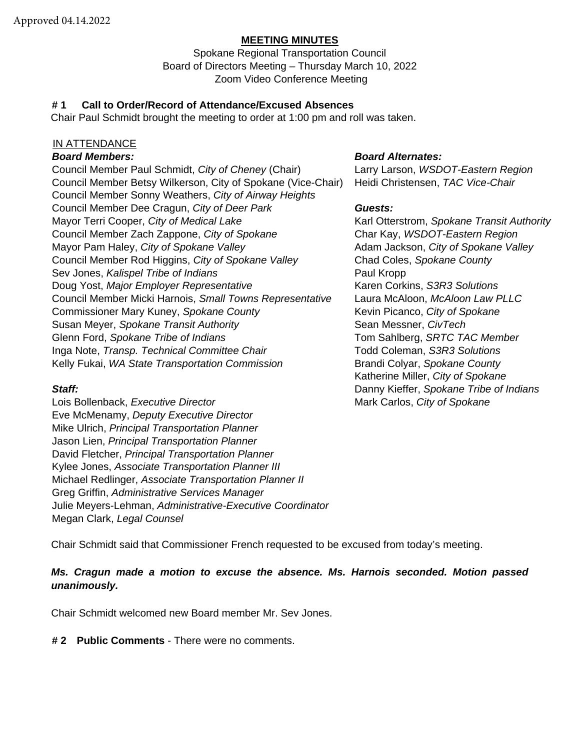Approved 04.14.2022

# MEETING MINUTES

Spokane Regional Transportation Council
Board of Directors Meeting – Thursday March 10, 2022
Zoom Video Conference Meeting

## # 1 Call to Order/Record of Attendance/Excused Absences

Chair Paul Schmidt brought the meeting to order at 1:00 pm and roll was taken.

IN ATTENDANCE

***Board Members:***

Council Member Paul Schmidt, *City of Cheney* (Chair)
Council Member Betsy Wilkerson, City of Spokane (Vice-Chair)
Council Member Sonny Weathers, *City of Airway Heights*
Council Member Dee Cragun, *City of Deer Park*
Mayor Terri Cooper, *City of Medical Lake*
Council Member Zach Zappone, *City of Spokane*
Mayor Pam Haley, *City of Spokane Valley*
Council Member Rod Higgins, *City of Spokane Valley*
Sev Jones, *Kalispel Tribe of Indians*
Doug Yost, *Major Employer Representative*
Council Member Micki Harnois, *Small Towns Representative*
Commissioner Mary Kuney, *Spokane County*
Susan Meyer, *Spokane Transit Authority*
Glenn Ford, *Spokane Tribe of Indians*
Inga Note, *Transp. Technical Committee Chair*
Kelly Fukai, *WA State Transportation Commission*

***Staff:***

Lois Bollenback, *Executive Director*
Eve McMenamy, *Deputy Executive Director*
Mike Ulrich, *Principal Transportation Planner*
Jason Lien, *Principal Transportation Planner*
David Fletcher, *Principal Transportation Planner*
Kylee Jones, *Associate Transportation Planner III*
Michael Redlinger, *Associate Transportation Planner II*
Greg Griffin, *Administrative Services Manager*
Julie Meyers-Lehman, *Administrative-Executive Coordinator*
Megan Clark, *Legal Counsel*

***Board Alternates:***

Larry Larson, *WSDOT-Eastern Region*
Heidi Christensen, *TAC Vice-Chair*

***Guests:***

Karl Otterstrom, *Spokane Transit Authority*
Char Kay, *WSDOT-Eastern Region*
Adam Jackson, *City of Spokane Valley*
Chad Coles, *Spokane County*
Paul Kropp
Karen Corkins, *S3R3 Solutions*
Laura McAloon, *McAloon Law PLLC*
Kevin Picanco, *City of Spokane*
Sean Messner, *CivTech*
Tom Sahlberg, *SRTC TAC Member*
Todd Coleman, *S3R3 Solutions*
Brandi Colyar, *Spokane County*
Katherine Miller, *City of Spokane*
Danny Kieffer, *Spokane Tribe of Indians*
Mark Carlos, *City of Spokane*

Chair Schmidt said that Commissioner French requested to be excused from today's meeting.

***Ms. Cragun made a motion to excuse the absence. Ms. Harnois seconded. Motion passed unanimously.***

Chair Schmidt welcomed new Board member Mr. Sev Jones.

## # 2 Public Comments - There were no comments.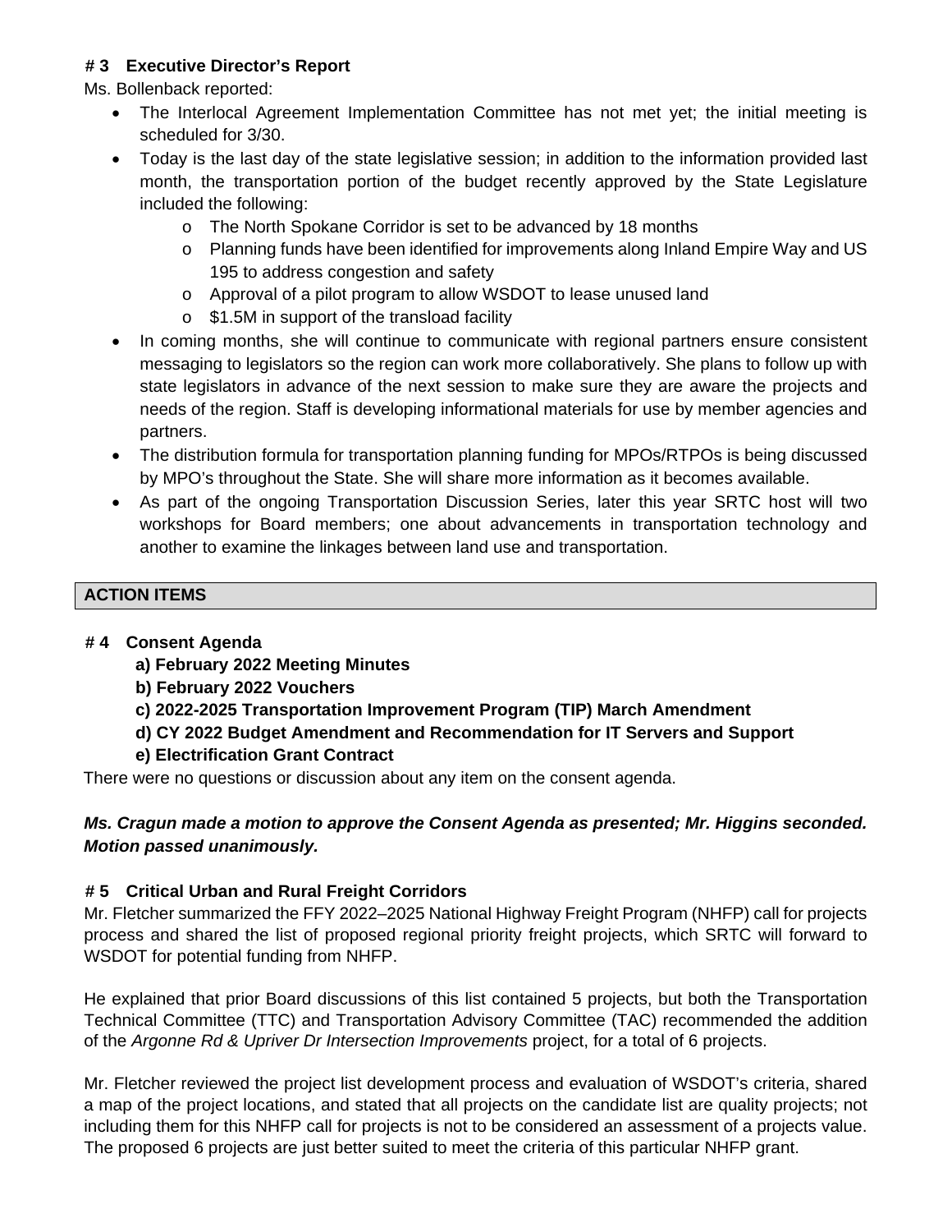### # 3 Executive Director's Report

Ms. Bollenback reported:

- The Interlocal Agreement Implementation Committee has not met yet; the initial meeting is scheduled for 3/30.
- Today is the last day of the state legislative session; in addition to the information provided last month, the transportation portion of the budget recently approved by the State Legislature included the following:
  - The North Spokane Corridor is set to be advanced by 18 months
  - Planning funds have been identified for improvements along Inland Empire Way and US 195 to address congestion and safety
  - Approval of a pilot program to allow WSDOT to lease unused land
  - $1.5M in support of the transload facility
- In coming months, she will continue to communicate with regional partners ensure consistent messaging to legislators so the region can work more collaboratively. She plans to follow up with state legislators in advance of the next session to make sure they are aware the projects and needs of the region. Staff is developing informational materials for use by member agencies and partners.
- The distribution formula for transportation planning funding for MPOs/RTPOs is being discussed by MPO's throughout the State. She will share more information as it becomes available.
- As part of the ongoing Transportation Discussion Series, later this year SRTC host will two workshops for Board members; one about advancements in transportation technology and another to examine the linkages between land use and transportation.

## ACTION ITEMS

### # 4 Consent Agenda

**a) February 2022 Meeting Minutes**
**b) February 2022 Vouchers**
**c) 2022-2025 Transportation Improvement Program (TIP) March Amendment**
**d) CY 2022 Budget Amendment and Recommendation for IT Servers and Support**
**e) Electrification Grant Contract**

There were no questions or discussion about any item on the consent agenda.

***Ms. Cragun made a motion to approve the Consent Agenda as presented; Mr. Higgins seconded. Motion passed unanimously.***

### # 5 Critical Urban and Rural Freight Corridors

Mr. Fletcher summarized the FFY 2022–2025 National Highway Freight Program (NHFP) call for projects process and shared the list of proposed regional priority freight projects, which SRTC will forward to WSDOT for potential funding from NHFP.

He explained that prior Board discussions of this list contained 5 projects, but both the Transportation Technical Committee (TTC) and Transportation Advisory Committee (TAC) recommended the addition of the *Argonne Rd & Upriver Dr Intersection Improvements* project, for a total of 6 projects.

Mr. Fletcher reviewed the project list development process and evaluation of WSDOT's criteria, shared a map of the project locations, and stated that all projects on the candidate list are quality projects; not including them for this NHFP call for projects is not to be considered an assessment of a projects value. The proposed 6 projects are just better suited to meet the criteria of this particular NHFP grant.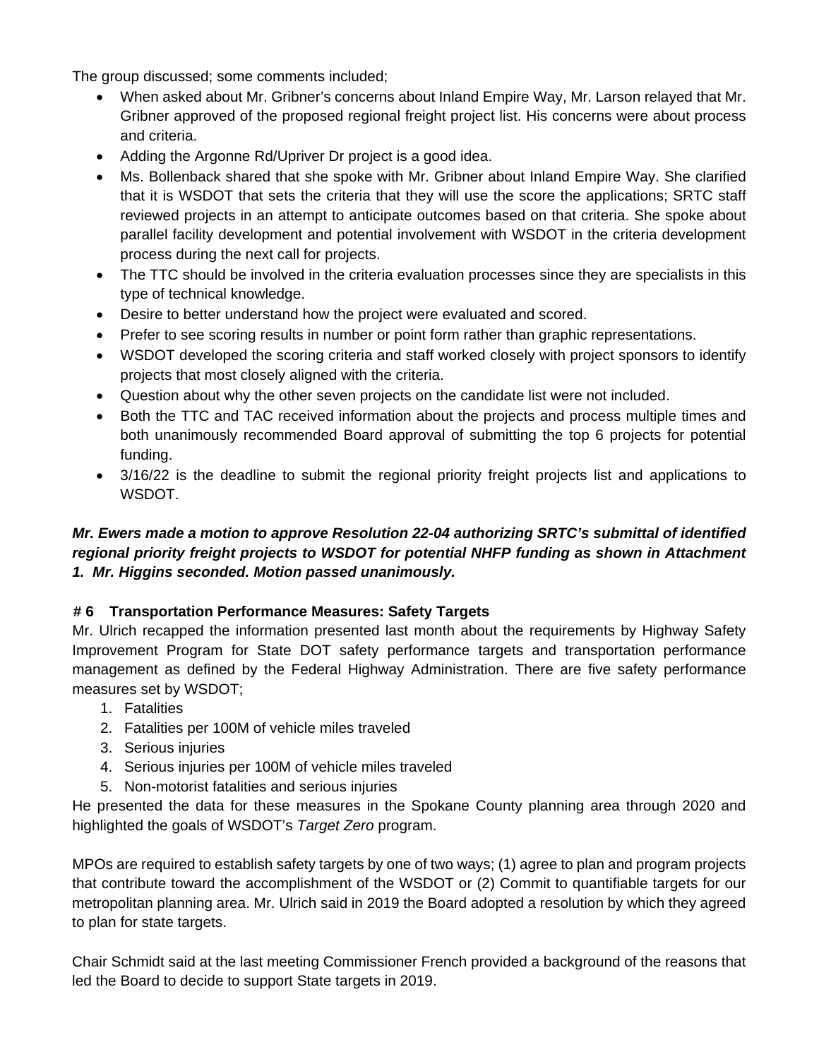The group discussed; some comments included;

- When asked about Mr. Gribner's concerns about Inland Empire Way, Mr. Larson relayed that Mr. Gribner approved of the proposed regional freight project list. His concerns were about process and criteria.
- Adding the Argonne Rd/Upriver Dr project is a good idea.
- Ms. Bollenback shared that she spoke with Mr. Gribner about Inland Empire Way. She clarified that it is WSDOT that sets the criteria that they will use the score the applications; SRTC staff reviewed projects in an attempt to anticipate outcomes based on that criteria. She spoke about parallel facility development and potential involvement with WSDOT in the criteria development process during the next call for projects.
- The TTC should be involved in the criteria evaluation processes since they are specialists in this type of technical knowledge.
- Desire to better understand how the project were evaluated and scored.
- Prefer to see scoring results in number or point form rather than graphic representations.
- WSDOT developed the scoring criteria and staff worked closely with project sponsors to identify projects that most closely aligned with the criteria.
- Question about why the other seven projects on the candidate list were not included.
- Both the TTC and TAC received information about the projects and process multiple times and both unanimously recommended Board approval of submitting the top 6 projects for potential funding.
- 3/16/22 is the deadline to submit the regional priority freight projects list and applications to WSDOT.

***Mr. Ewers made a motion to approve Resolution 22-04 authorizing SRTC's submittal of identified regional priority freight projects to WSDOT for potential NHFP funding as shown in Attachment 1. Mr. Higgins seconded. Motion passed unanimously.***

**# 6 Transportation Performance Measures: Safety Targets**

Mr. Ulrich recapped the information presented last month about the requirements by Highway Safety Improvement Program for State DOT safety performance targets and transportation performance management as defined by the Federal Highway Administration. There are five safety performance measures set by WSDOT;

1. Fatalities
2. Fatalities per 100M of vehicle miles traveled
3. Serious injuries
4. Serious injuries per 100M of vehicle miles traveled
5. Non-motorist fatalities and serious injuries

He presented the data for these measures in the Spokane County planning area through 2020 and highlighted the goals of WSDOT's *Target Zero* program.

MPOs are required to establish safety targets by one of two ways; (1) agree to plan and program projects that contribute toward the accomplishment of the WSDOT or (2) Commit to quantifiable targets for our metropolitan planning area. Mr. Ulrich said in 2019 the Board adopted a resolution by which they agreed to plan for state targets.

Chair Schmidt said at the last meeting Commissioner French provided a background of the reasons that led the Board to decide to support State targets in 2019.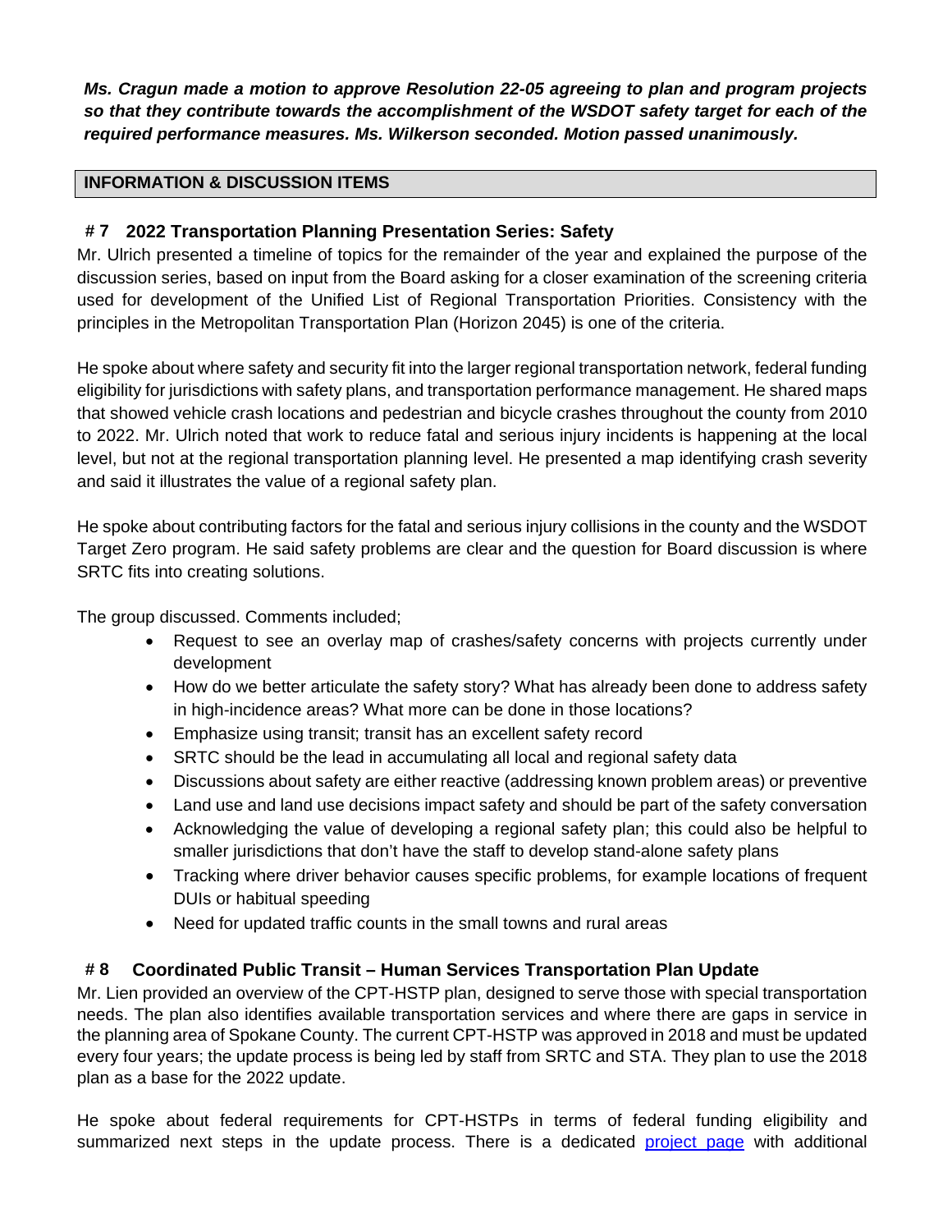***Ms. Cragun made a motion to approve Resolution 22-05 agreeing to plan and program projects so that they contribute towards the accomplishment of the WSDOT safety target for each of the required performance measures. Ms. Wilkerson seconded. Motion passed unanimously.***

## INFORMATION & DISCUSSION ITEMS

### # 7 2022 Transportation Planning Presentation Series: Safety

Mr. Ulrich presented a timeline of topics for the remainder of the year and explained the purpose of the discussion series, based on input from the Board asking for a closer examination of the screening criteria used for development of the Unified List of Regional Transportation Priorities. Consistency with the principles in the Metropolitan Transportation Plan (Horizon 2045) is one of the criteria.

He spoke about where safety and security fit into the larger regional transportation network, federal funding eligibility for jurisdictions with safety plans, and transportation performance management. He shared maps that showed vehicle crash locations and pedestrian and bicycle crashes throughout the county from 2010 to 2022. Mr. Ulrich noted that work to reduce fatal and serious injury incidents is happening at the local level, but not at the regional transportation planning level. He presented a map identifying crash severity and said it illustrates the value of a regional safety plan.

He spoke about contributing factors for the fatal and serious injury collisions in the county and the WSDOT Target Zero program. He said safety problems are clear and the question for Board discussion is where SRTC fits into creating solutions.

The group discussed. Comments included;

- Request to see an overlay map of crashes/safety concerns with projects currently under development
- How do we better articulate the safety story? What has already been done to address safety in high-incidence areas? What more can be done in those locations?
- Emphasize using transit; transit has an excellent safety record
- SRTC should be the lead in accumulating all local and regional safety data
- Discussions about safety are either reactive (addressing known problem areas) or preventive
- Land use and land use decisions impact safety and should be part of the safety conversation
- Acknowledging the value of developing a regional safety plan; this could also be helpful to smaller jurisdictions that don't have the staff to develop stand-alone safety plans
- Tracking where driver behavior causes specific problems, for example locations of frequent DUIs or habitual speeding
- Need for updated traffic counts in the small towns and rural areas

### # 8 Coordinated Public Transit – Human Services Transportation Plan Update

Mr. Lien provided an overview of the CPT-HSTP plan, designed to serve those with special transportation needs. The plan also identifies available transportation services and where there are gaps in service in the planning area of Spokane County. The current CPT-HSTP was approved in 2018 and must be updated every four years; the update process is being led by staff from SRTC and STA. They plan to use the 2018 plan as a base for the 2022 update.

He spoke about federal requirements for CPT-HSTPs in terms of federal funding eligibility and summarized next steps in the update process. There is a dedicated project page with additional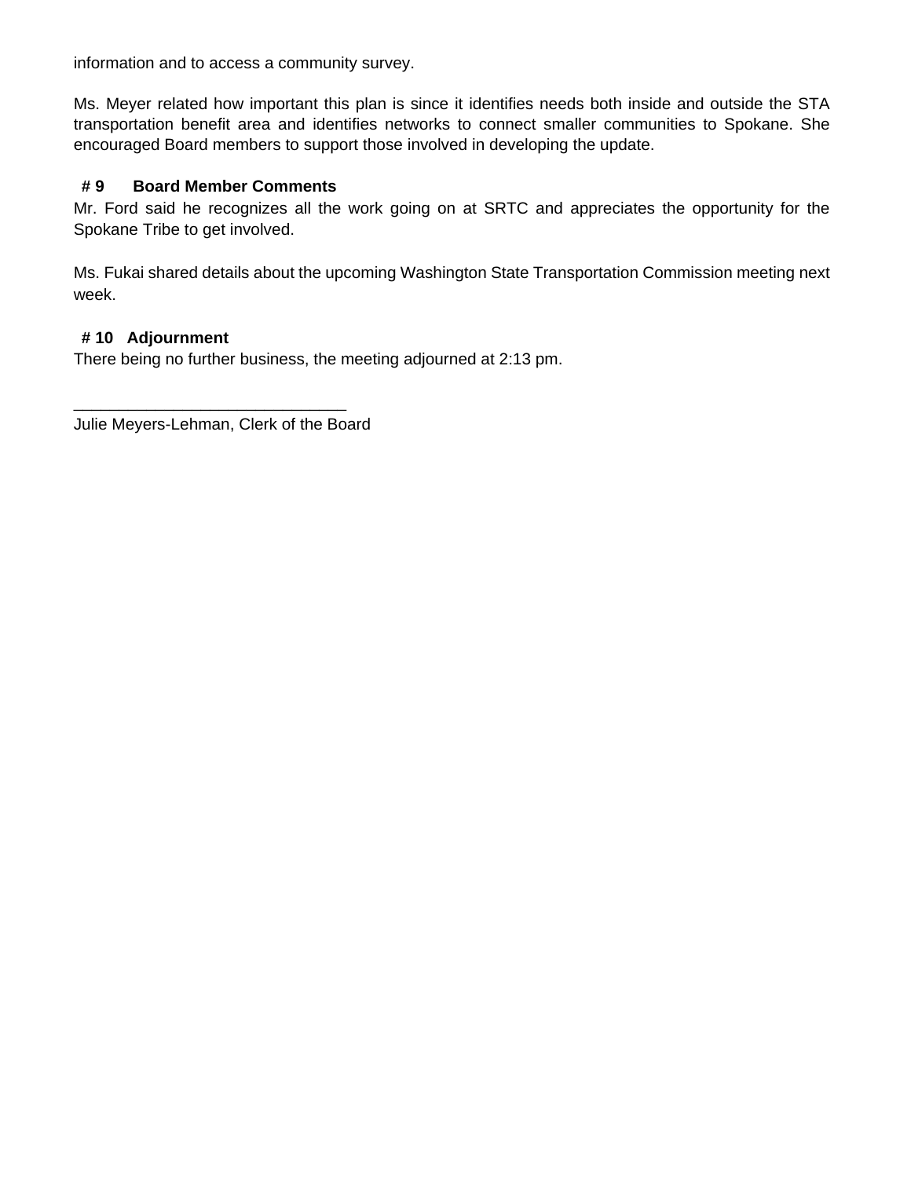information and to access a community survey.

Ms. Meyer related how important this plan is since it identifies needs both inside and outside the STA transportation benefit area and identifies networks to connect smaller communities to Spokane. She encouraged Board members to support those involved in developing the update.

**# 9 Board Member Comments**

Mr. Ford said he recognizes all the work going on at SRTC and appreciates the opportunity for the Spokane Tribe to get involved.

Ms. Fukai shared details about the upcoming Washington State Transportation Commission meeting next week.

**# 10 Adjournment**

There being no further business, the meeting adjourned at 2:13 pm.

______________________________
Julie Meyers-Lehman, Clerk of the Board